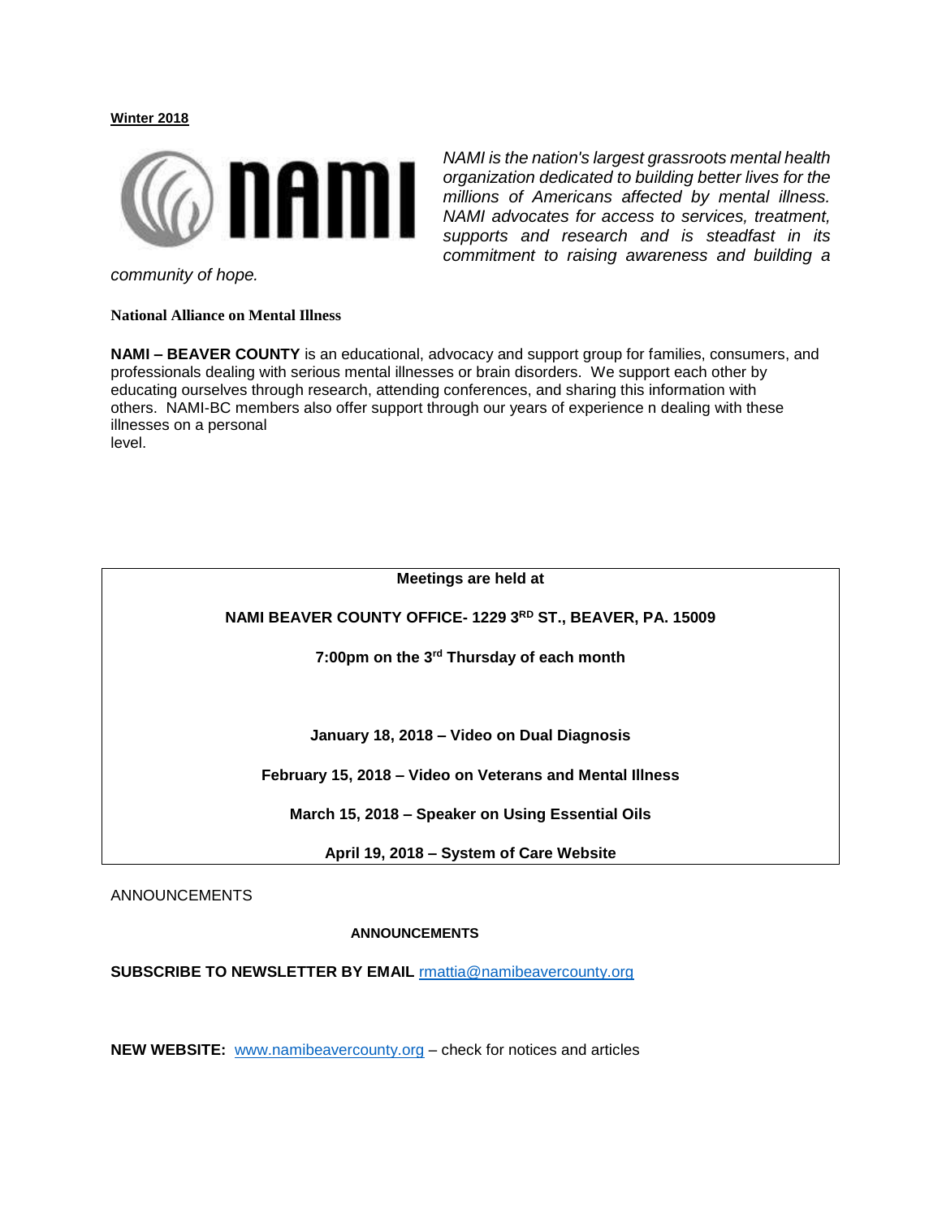**Winter 2018**

*NAMI is the nation's largest grassroots mental health organization dedicated to building better lives for the millions of Americans affected by mental illness. NAMI advocates for access to services, treatment, supports and research and is steadfast in its commitment to raising awareness and building a community of hope.*

**National Alliance on Mental Illness**

**NAMI – BEAVER COUNTY** is an educational, advocacy and support group for families, consumers, and professionals dealing with serious mental illnesses or brain disorders. We support each other by educating ourselves through research, attending conferences, and sharing this information with others. NAMI-BC members also offer support through our years of experience n dealing with these illnesses on a personal level.

**Meetings are held at**

**NAMI BEAVER COUNTY OFFICE- 1229 3RD ST., BEAVER, PA. 15009**

**7:00pm on the 3rd Thursday of each month**

**January 18, 2018 – Video on Dual Diagnosis**

**February 15, 2018 – Video on Veterans and Mental Illness**

**March 15, 2018 – Speaker on Using Essential Oils**

**April 19, 2018 – System of Care Website**

ANNOUNCEMENTS

**ANNOUNCEMENTS**

**SUBSCRIBE TO NEWSLETTER BY EMAIL** rmattia@namibeavercounty.org

**NEW WEBSITE:** www.namibeavercounty.org – check for notices and articles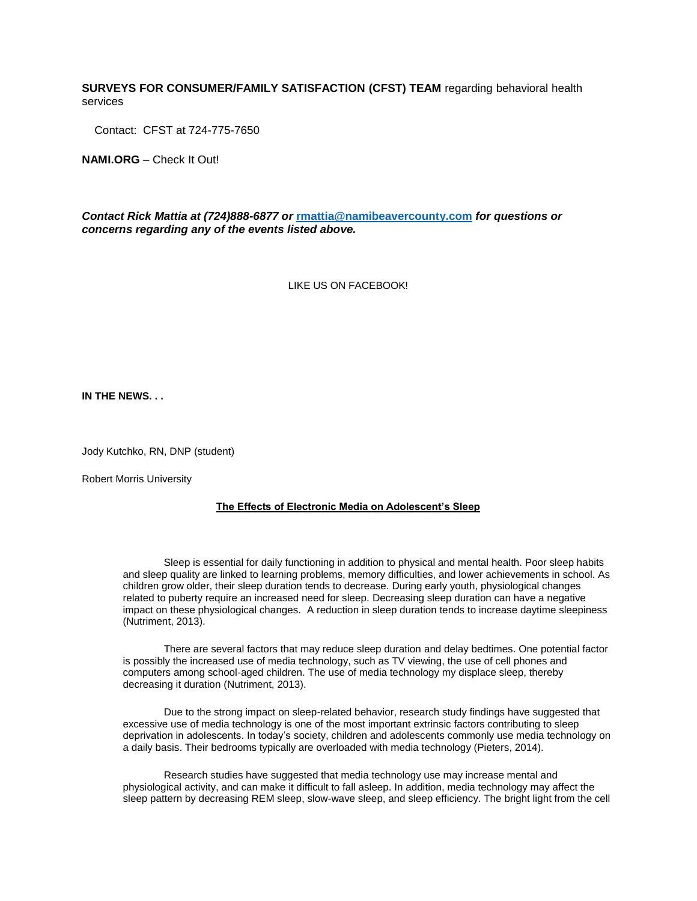**SURVEYS FOR CONSUMER/FAMILY SATISFACTION (CFST) TEAM** regarding behavioral health services

Contact: CFST at 724-775-7650

**NAMI.ORG** – Check It Out!

***Contact Rick Mattia at (724)888-6877 or [rmattia@namibeavercounty.com](mailto:rmattia@namibeavercounty.com) for questions or concerns regarding any of the events listed above.***

LIKE US ON FACEBOOK!

**IN THE NEWS. . .**

Jody Kutchko, RN, DNP (student)

Robert Morris University

**The Effects of Electronic Media on Adolescent's Sleep**

Sleep is essential for daily functioning in addition to physical and mental health. Poor sleep habits and sleep quality are linked to learning problems, memory difficulties, and lower achievements in school. As children grow older, their sleep duration tends to decrease. During early youth, physiological changes related to puberty require an increased need for sleep. Decreasing sleep duration can have a negative impact on these physiological changes. A reduction in sleep duration tends to increase daytime sleepiness (Nutriment, 2013).

There are several factors that may reduce sleep duration and delay bedtimes. One potential factor is possibly the increased use of media technology, such as TV viewing, the use of cell phones and computers among school-aged children. The use of media technology my displace sleep, thereby decreasing it duration (Nutriment, 2013).

Due to the strong impact on sleep-related behavior, research study findings have suggested that excessive use of media technology is one of the most important extrinsic factors contributing to sleep deprivation in adolescents. In today's society, children and adolescents commonly use media technology on a daily basis. Their bedrooms typically are overloaded with media technology (Pieters, 2014).

Research studies have suggested that media technology use may increase mental and physiological activity, and can make it difficult to fall asleep. In addition, media technology may affect the sleep pattern by decreasing REM sleep, slow-wave sleep, and sleep efficiency. The bright light from the cell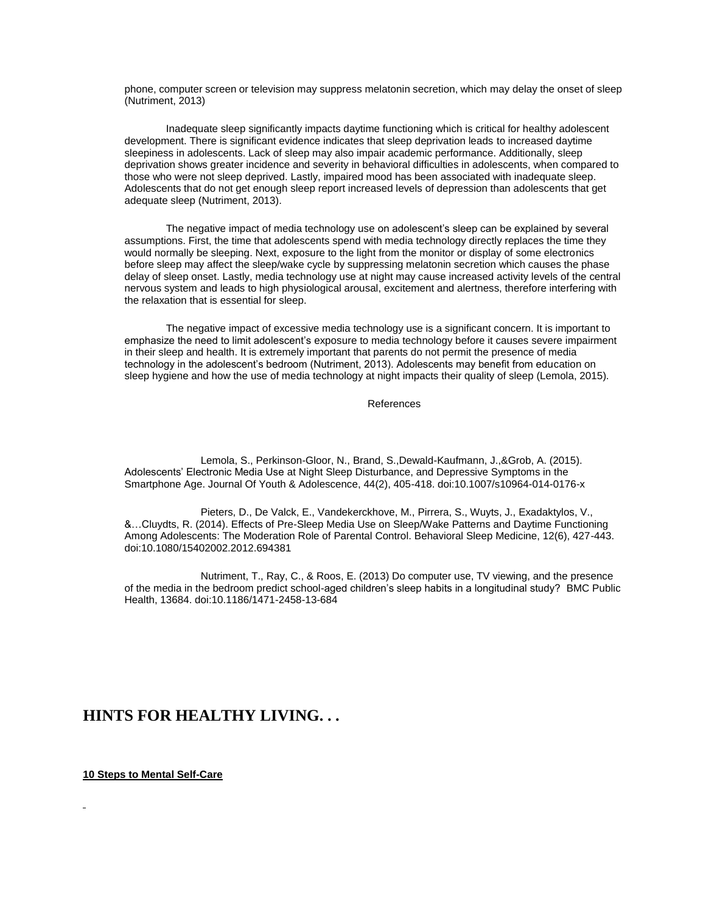phone, computer screen or television may suppress melatonin secretion, which may delay the onset of sleep (Nutriment, 2013)

Inadequate sleep significantly impacts daytime functioning which is critical for healthy adolescent development. There is significant evidence indicates that sleep deprivation leads to increased daytime sleepiness in adolescents. Lack of sleep may also impair academic performance. Additionally, sleep deprivation shows greater incidence and severity in behavioral difficulties in adolescents, when compared to those who were not sleep deprived. Lastly, impaired mood has been associated with inadequate sleep. Adolescents that do not get enough sleep report increased levels of depression than adolescents that get adequate sleep (Nutriment, 2013).

The negative impact of media technology use on adolescent's sleep can be explained by several assumptions. First, the time that adolescents spend with media technology directly replaces the time they would normally be sleeping. Next, exposure to the light from the monitor or display of some electronics before sleep may affect the sleep/wake cycle by suppressing melatonin secretion which causes the phase delay of sleep onset. Lastly, media technology use at night may cause increased activity levels of the central nervous system and leads to high physiological arousal, excitement and alertness, therefore interfering with the relaxation that is essential for sleep.

The negative impact of excessive media technology use is a significant concern. It is important to emphasize the need to limit adolescent's exposure to media technology before it causes severe impairment in their sleep and health. It is extremely important that parents do not permit the presence of media technology in the adolescent's bedroom (Nutriment, 2013). Adolescents may benefit from education on sleep hygiene and how the use of media technology at night impacts their quality of sleep (Lemola, 2015).

References

Lemola, S., Perkinson-Gloor, N., Brand, S.,Dewald-Kaufmann, J.,&Grob, A. (2015). Adolescents' Electronic Media Use at Night Sleep Disturbance, and Depressive Symptoms in the Smartphone Age. Journal Of Youth & Adolescence, 44(2), 405-418. doi:10.1007/s10964-014-0176-x

Pieters, D., De Valck, E., Vandekerckhove, M., Pirrera, S., Wuyts, J., Exadaktylos, V., &…Cluydts, R. (2014). Effects of Pre-Sleep Media Use on Sleep/Wake Patterns and Daytime Functioning Among Adolescents: The Moderation Role of Parental Control. Behavioral Sleep Medicine, 12(6), 427-443. doi:10.1080/15402002.2012.694381

Nutriment, T., Ray, C., & Roos, E. (2013) Do computer use, TV viewing, and the presence of the media in the bedroom predict school-aged children's sleep habits in a longitudinal study? BMC Public Health, 13684. doi:10.1186/1471-2458-13-684

## HINTS FOR HEALTHY LIVING. . .

**10 Steps to Mental Self-Care**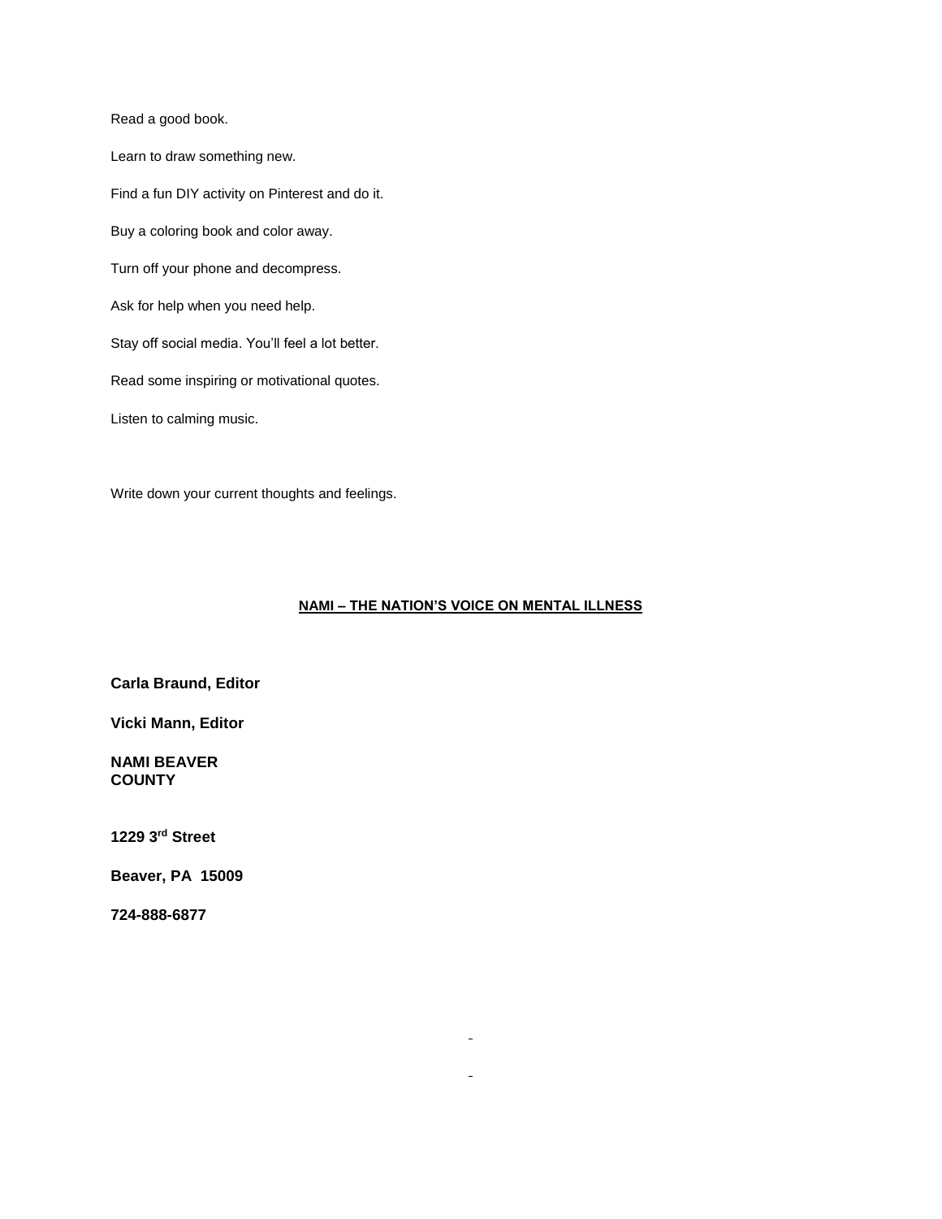Read a good book.

Learn to draw something new.

Find a fun DIY activity on Pinterest and do it.

Buy a coloring book and color away.

Turn off your phone and decompress.

Ask for help when you need help.

Stay off social media. You'll feel a lot better.

Read some inspiring or motivational quotes.

Listen to calming music.

Write down your current thoughts and feelings.

**NAMI – THE NATION'S VOICE ON MENTAL ILLNESS**

**Carla Braund, Editor**

**Vicki Mann, Editor**

**NAMI BEAVER COUNTY**

**1229 3rd Street**

**Beaver, PA 15009**

**724-888-6877**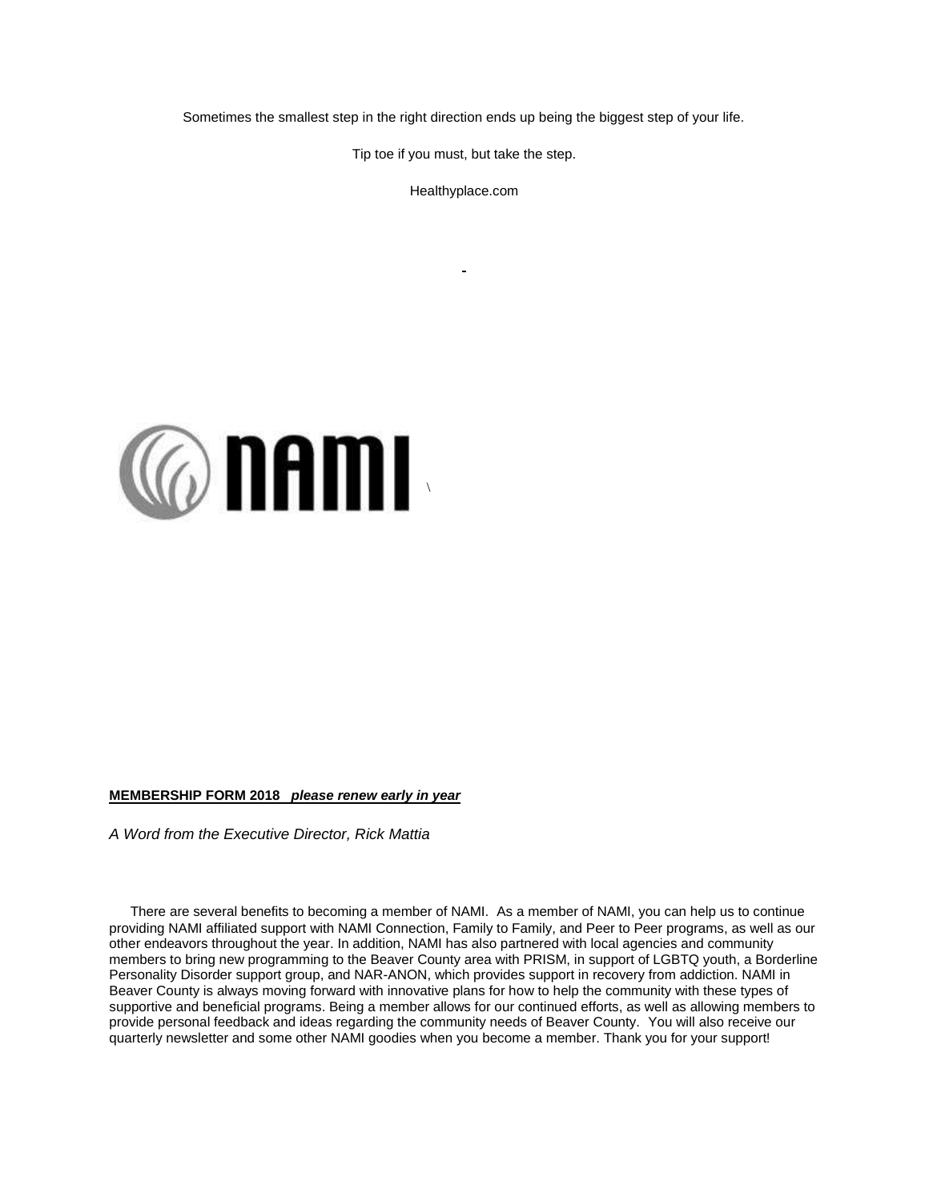Sometimes the smallest step in the right direction ends up being the biggest step of your life.

Tip toe if you must, but take the step.

Healthyplace.com

**MEMBERSHIP FORM 2018** ***please renew early in year***

*A Word from the Executive Director, Rick Mattia*

There are several benefits to becoming a member of NAMI. As a member of NAMI, you can help us to continue providing NAMI affiliated support with NAMI Connection, Family to Family, and Peer to Peer programs, as well as our other endeavors throughout the year. In addition, NAMI has also partnered with local agencies and community members to bring new programming to the Beaver County area with PRISM, in support of LGBTQ youth, a Borderline Personality Disorder support group, and NAR-ANON, which provides support in recovery from addiction. NAMI in Beaver County is always moving forward with innovative plans for how to help the community with these types of supportive and beneficial programs. Being a member allows for our continued efforts, as well as allowing members to provide personal feedback and ideas regarding the community needs of Beaver County. You will also receive our quarterly newsletter and some other NAMI goodies when you become a member. Thank you for your support!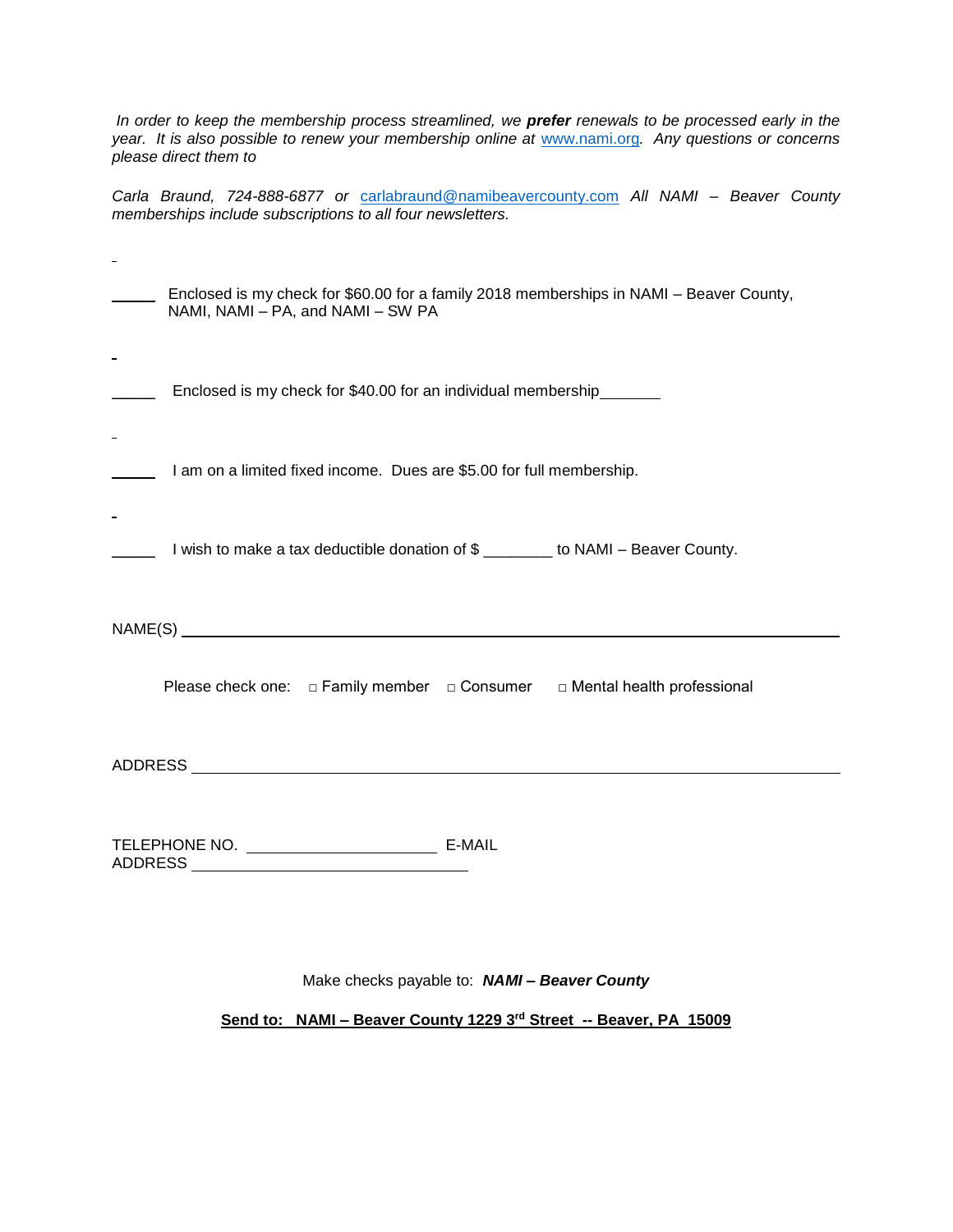*In order to keep the membership process streamlined, we* ***prefer*** *renewals to be processed early in the year. It is also possible to renew your membership online at [www.nami.org](http://www.nami.org). Any questions or concerns please direct them to*

*Carla Braund, 724-888-6877 or [carlabraund@namibeavercounty.com](mailto:carlabraund@namibeavercounty.com) All NAMI – Beaver County memberships include subscriptions to all four newsletters.*

_____ Enclosed is my check for $60.00 for a family 2018 memberships in NAMI – Beaver County, NAMI, NAMI – PA, and NAMI – SW PA

_____ Enclosed is my check for $40.00 for an individual membership_______

_____ I am on a limited fixed income. Dues are $5.00 for full membership.

_____ I wish to make a tax deductible donation of $ ________ to NAMI – Beaver County.

NAME(S) ____________________________________________________________

Please check one: □ Family member □ Consumer □ Mental health professional

ADDRESS ____________________________________________________________

TELEPHONE NO. ______________________ E-MAIL ADDRESS ________________________________

Make checks payable to: ***NAMI – Beaver County***

**Send to: NAMI – Beaver County 1229 3rd Street -- Beaver, PA 15009**